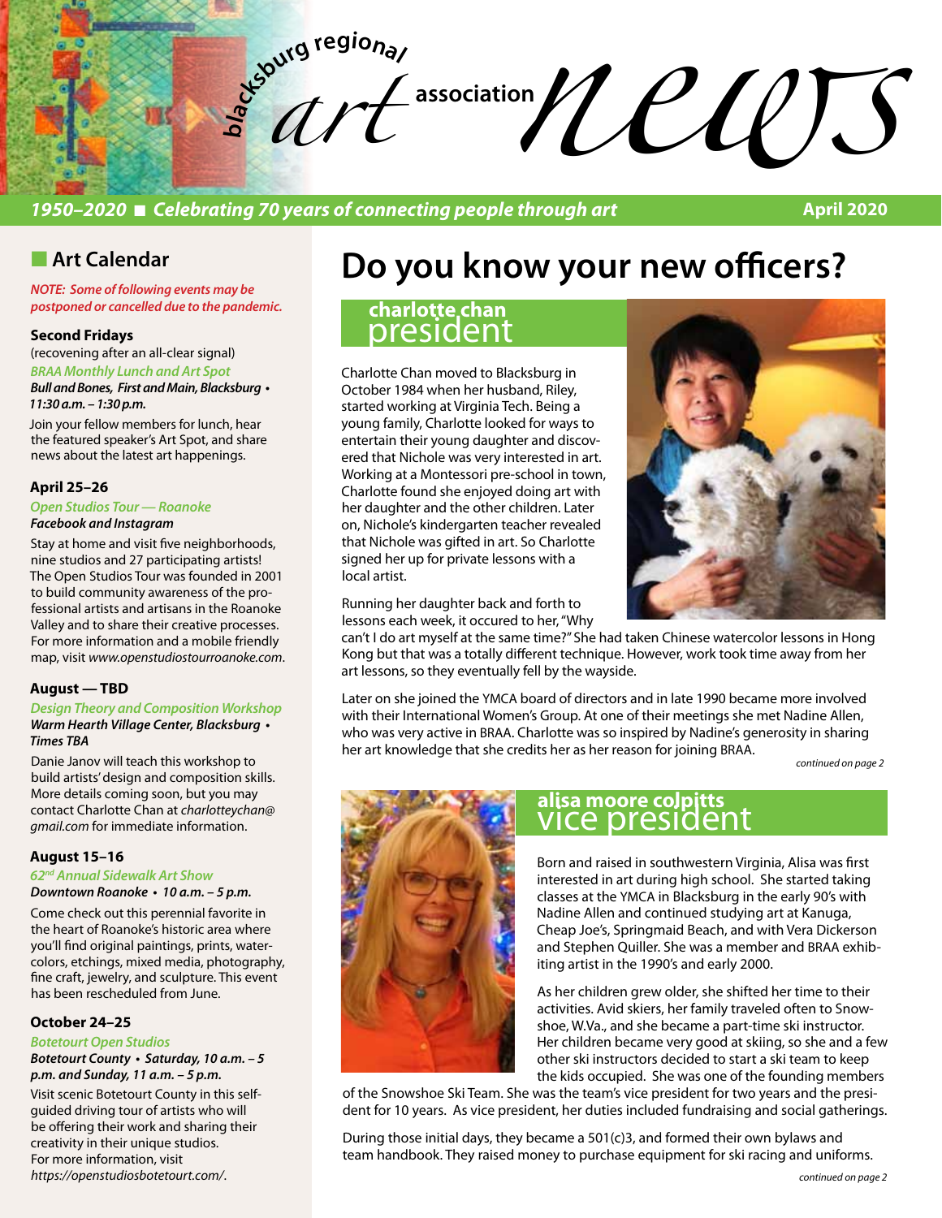# blacksburg regional art association news

***1950–2020 ■ Celebrating 70 years of connecting people through art*** **April 2020**

## Art Calendar

*NOTE: Some of following events may be postponed or cancelled due to the pandemic.*

**Second Fridays**
(recovening after an all-clear signal)
*BRAA Monthly Lunch and Art Spot*
***Bull and Bones, First and Main, Blacksburg • 11:30 a.m. – 1:30 p.m.***

Join your fellow members for lunch, hear the featured speaker's Art Spot, and share news about the latest art happenings.

**April 25–26**
*Open Studios Tour — Roanoke*
***Facebook and Instagram***

Stay at home and visit five neighborhoods, nine studios and 27 participating artists! The Open Studios Tour was founded in 2001 to build community awareness of the professional artists and artisans in the Roanoke Valley and to share their creative processes. For more information and a mobile friendly map, visit *www.openstudiostourroanoke.com*.

**August — TBD**
*Design Theory and Composition Workshop*
***Warm Hearth Village Center, Blacksburg • Times TBA***

Danie Janov will teach this workshop to build artists' design and composition skills. More details coming soon, but you may contact Charlotte Chan at *charlotteychan@gmail.com* for immediate information.

**August 15–16**
*62nd Annual Sidewalk Art Show*
***Downtown Roanoke • 10 a.m. – 5 p.m.***

Come check out this perennial favorite in the heart of Roanoke's historic area where you'll find original paintings, prints, watercolors, etchings, mixed media, photography, fine craft, jewelry, and sculpture. This event has been rescheduled from June.

**October 24–25**
*Botetourt Open Studios*
***Botetourt County • Saturday, 10 a.m. – 5 p.m. and Sunday, 11 a.m. – 5 p.m.***

Visit scenic Botetourt County in this self-guided driving tour of artists who will be offering their work and sharing their creativity in their unique studios. For more information, visit *https://openstudiosbotetourt.com/*.

# Do you know your new officers?

## charlotte chan
## president

Charlotte Chan moved to Blacksburg in October 1984 when her husband, Riley, started working at Virginia Tech. Being a young family, Charlotte looked for ways to entertain their young daughter and discovered that Nichole was very interested in art. Working at a Montessori pre-school in town, Charlotte found she enjoyed doing art with her daughter and the other children. Later on, Nichole's kindergarten teacher revealed that Nichole was gifted in art. So Charlotte signed her up for private lessons with a local artist.

Running her daughter back and forth to lessons each week, it occured to her, "Why can't I do art myself at the same time?" She had taken Chinese watercolor lessons in Hong Kong but that was a totally different technique. However, work took time away from her art lessons, so they eventually fell by the wayside.

Later on she joined the YMCA board of directors and in late 1990 became more involved with their International Women's Group. At one of their meetings she met Nadine Allen, who was very active in BRAA. Charlotte was so inspired by Nadine's generosity in sharing her art knowledge that she credits her as her reason for joining BRAA.

*continued on page 2*

## alisa moore colpitts
## vice president

Born and raised in southwestern Virginia, Alisa was first interested in art during high school. She started taking classes at the YMCA in Blacksburg in the early 90's with Nadine Allen and continued studying art at Kanuga, Cheap Joe's, Springmaid Beach, and with Vera Dickerson and Stephen Quiller. She was a member and BRAA exhibiting artist in the 1990's and early 2000.

As her children grew older, she shifted her time to their activities. Avid skiers, her family traveled often to Snowshoe, W.Va., and she became a part-time ski instructor. Her children became very good at skiing, so she and a few other ski instructors decided to start a ski team to keep the kids occupied. She was one of the founding members of the Snowshoe Ski Team. She was the team's vice president for two years and the president for 10 years. As vice president, her duties included fundraising and social gatherings.

During those initial days, they became a 501(c)3, and formed their own bylaws and team handbook. They raised money to purchase equipment for ski racing and uniforms.

*continued on page 2*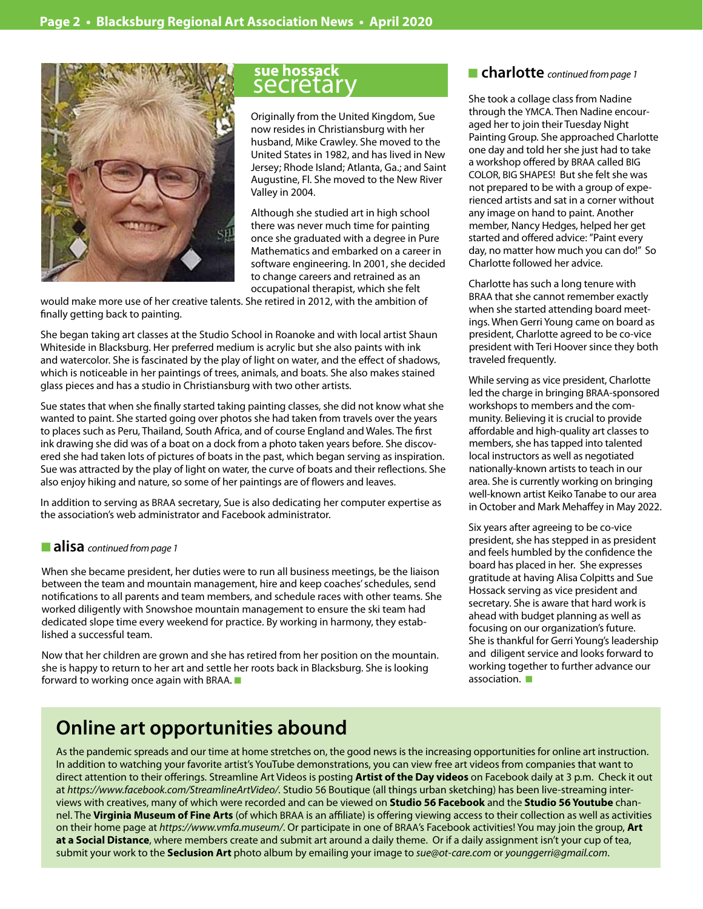## sue hossack secretary

Originally from the United Kingdom, Sue now resides in Christiansburg with her husband, Mike Crawley. She moved to the United States in 1982, and has lived in New Jersey; Rhode Island; Atlanta, Ga.; and Saint Augustine, Fl. She moved to the New River Valley in 2004.

Although she studied art in high school there was never much time for painting once she graduated with a degree in Pure Mathematics and embarked on a career in software engineering. In 2001, she decided to change careers and retrained as an occupational therapist, which she felt would make more use of her creative talents. She retired in 2012, with the ambition of finally getting back to painting.

She began taking art classes at the Studio School in Roanoke and with local artist Shaun Whiteside in Blacksburg. Her preferred medium is acrylic but she also paints with ink and watercolor. She is fascinated by the play of light on water, and the effect of shadows, which is noticeable in her paintings of trees, animals, and boats. She also makes stained glass pieces and has a studio in Christiansburg with two other artists.

Sue states that when she finally started taking painting classes, she did not know what she wanted to paint. She started going over photos she had taken from travels over the years to places such as Peru, Thailand, South Africa, and of course England and Wales. The first ink drawing she did was of a boat on a dock from a photo taken years before. She discovered she had taken lots of pictures of boats in the past, which began serving as inspiration. Sue was attracted by the play of light on water, the curve of boats and their reflections. She also enjoy hiking and nature, so some of her paintings are of flowers and leaves.

In addition to serving as BRAA secretary, Sue is also dedicating her computer expertise as the association's web administrator and Facebook administrator.

### alisa *continued from page 1*

When she became president, her duties were to run all business meetings, be the liaison between the team and mountain management, hire and keep coaches' schedules, send notifications to all parents and team members, and schedule races with other teams. She worked diligently with Snowshoe mountain management to ensure the ski team had dedicated slope time every weekend for practice. By working in harmony, they established a successful team.

Now that her children are grown and she has retired from her position on the mountain. she is happy to return to her art and settle her roots back in Blacksburg. She is looking forward to working once again with BRAA.

### charlotte *continued from page 1*

She took a collage class from Nadine through the YMCA. Then Nadine encouraged her to join their Tuesday Night Painting Group. She approached Charlotte one day and told her she just had to take a workshop offered by BRAA called BIG COLOR, BIG SHAPES! But she felt she was not prepared to be with a group of experienced artists and sat in a corner without any image on hand to paint. Another member, Nancy Hedges, helped her get started and offered advice: "Paint every day, no matter how much you can do!" So Charlotte followed her advice.

Charlotte has such a long tenure with BRAA that she cannot remember exactly when she started attending board meetings. When Gerri Young came on board as president, Charlotte agreed to be co-vice president with Teri Hoover since they both traveled frequently.

While serving as vice president, Charlotte led the charge in bringing BRAA-sponsored workshops to members and the community. Believing it is crucial to provide affordable and high-quality art classes to members, she has tapped into talented local instructors as well as negotiated nationally-known artists to teach in our area. She is currently working on bringing well-known artist Keiko Tanabe to our area in October and Mark Mehaffey in May 2022.

Six years after agreeing to be co-vice president, she has stepped in as president and feels humbled by the confidence the board has placed in her. She expresses gratitude at having Alisa Colpitts and Sue Hossack serving as vice president and secretary. She is aware that hard work is ahead with budget planning as well as focusing on our organization's future. She is thankful for Gerri Young's leadership and diligent service and looks forward to working together to further advance our association.

## Online art opportunities abound

As the pandemic spreads and our time at home stretches on, the good news is the increasing opportunities for online art instruction. In addition to watching your favorite artist's YouTube demonstrations, you can view free art videos from companies that want to direct attention to their offerings. Streamline Art Videos is posting **Artist of the Day videos** on Facebook daily at 3 p.m. Check it out at *https://www.facebook.com/StreamlineArtVideo/*. Studio 56 Boutique (all things urban sketching) has been live-streaming interviews with creatives, many of which were recorded and can be viewed on **Studio 56 Facebook** and the **Studio 56 Youtube** channel. The **Virginia Museum of Fine Arts** (of which BRAA is an affiliate) is offering viewing access to their collection as well as activities on their home page at *https://www.vmfa.museum/*. Or participate in one of BRAA's Facebook activities! You may join the group, **Art at a Social Distance**, where members create and submit art around a daily theme. Or if a daily assignment isn't your cup of tea, submit your work to the **Seclusion Art** photo album by emailing your image to *sue@ot-care.com* or *younggerri@gmail.com*.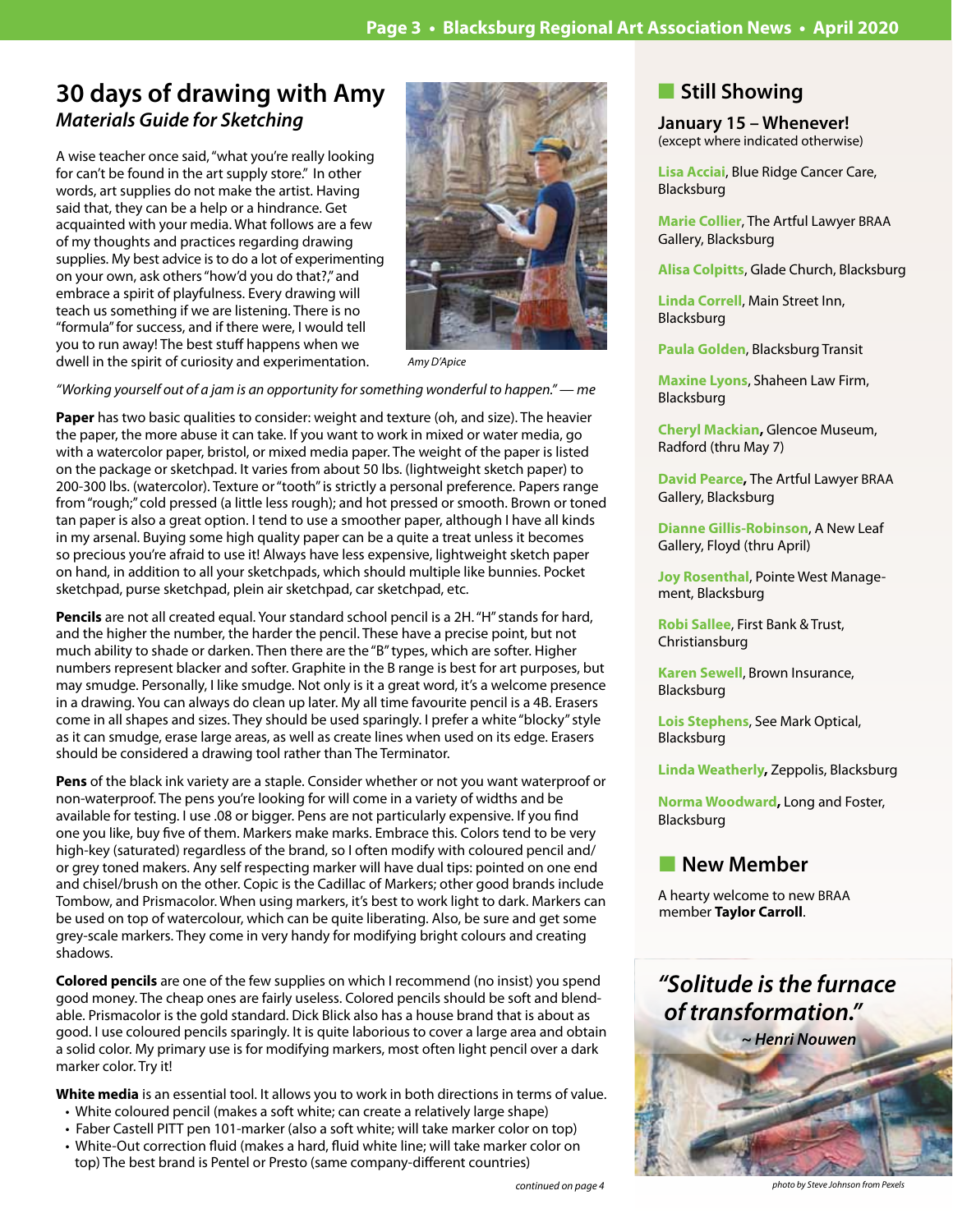# 30 days of drawing with Amy

## *Materials Guide for Sketching*

A wise teacher once said, "what you're really looking for can't be found in the art supply store." In other words, art supplies do not make the artist. Having said that, they can be a help or a hindrance. Get acquainted with your media. What follows are a few of my thoughts and practices regarding drawing supplies. My best advice is to do a lot of experimenting on your own, ask others "how'd you do that?," and embrace a spirit of playfulness. Every drawing will teach us something if we are listening. There is no "formula" for success, and if there were, I would tell you to run away! The best stuff happens when we dwell in the spirit of curiosity and experimentation.

*Amy D'Apice*

*"Working yourself out of a jam is an opportunity for something wonderful to happen." — me*

**Paper** has two basic qualities to consider: weight and texture (oh, and size). The heavier the paper, the more abuse it can take. If you want to work in mixed or water media, go with a watercolor paper, bristol, or mixed media paper. The weight of the paper is listed on the package or sketchpad. It varies from about 50 lbs. (lightweight sketch paper) to 200-300 lbs. (watercolor). Texture or "tooth" is strictly a personal preference. Papers range from "rough;" cold pressed (a little less rough); and hot pressed or smooth. Brown or toned tan paper is also a great option. I tend to use a smoother paper, although I have all kinds in my arsenal. Buying some high quality paper can be a quite a treat unless it becomes so precious you're afraid to use it! Always have less expensive, lightweight sketch paper on hand, in addition to all your sketchpads, which should multiple like bunnies. Pocket sketchpad, purse sketchpad, plein air sketchpad, car sketchpad, etc.

**Pencils** are not all created equal. Your standard school pencil is a 2H. "H" stands for hard, and the higher the number, the harder the pencil. These have a precise point, but not much ability to shade or darken. Then there are the "B" types, which are softer. Higher numbers represent blacker and softer. Graphite in the B range is best for art purposes, but may smudge. Personally, I like smudge. Not only is it a great word, it's a welcome presence in a drawing. You can always do clean up later. My all time favourite pencil is a 4B. Erasers come in all shapes and sizes. They should be used sparingly. I prefer a white "blocky" style as it can smudge, erase large areas, as well as create lines when used on its edge. Erasers should be considered a drawing tool rather than The Terminator.

**Pens** of the black ink variety are a staple. Consider whether or not you want waterproof or non-waterproof. The pens you're looking for will come in a variety of widths and be available for testing. I use .08 or bigger. Pens are not particularly expensive. If you find one you like, buy five of them. Markers make marks. Embrace this. Colors tend to be very high-key (saturated) regardless of the brand, so I often modify with coloured pencil and/or grey toned makers. Any self respecting marker will have dual tips: pointed on one end and chisel/brush on the other. Copic is the Cadillac of Markers; other good brands include Tombow, and Prismacolor. When using markers, it's best to work light to dark. Markers can be used on top of watercolour, which can be quite liberating. Also, be sure and get some grey-scale markers. They come in very handy for modifying bright colours and creating shadows.

**Colored pencils** are one of the few supplies on which I recommend (no insist) you spend good money. The cheap ones are fairly useless. Colored pencils should be soft and blendable. Prismacolor is the gold standard. Dick Blick also has a house brand that is about as good. I use coloured pencils sparingly. It is quite laborious to cover a large area and obtain a solid color. My primary use is for modifying markers, most often light pencil over a dark marker color. Try it!

**White media** is an essential tool. It allows you to work in both directions in terms of value.

- White coloured pencil (makes a soft white; can create a relatively large shape)
- Faber Castell PITT pen 101-marker (also a soft white; will take marker color on top)
- White-Out correction fluid (makes a hard, fluid white line; will take marker color on top) The best brand is Pentel or Presto (same company-different countries)

*continued on page 4*

## Still Showing

**January 15 – Whenever!**
(except where indicated otherwise)

**Lisa Acciai**, Blue Ridge Cancer Care, Blacksburg

**Marie Collier**, The Artful Lawyer BRAA Gallery, Blacksburg

**Alisa Colpitts**, Glade Church, Blacksburg

**Linda Correll**, Main Street Inn, Blacksburg

**Paula Golden**, Blacksburg Transit

**Maxine Lyons**, Shaheen Law Firm, Blacksburg

**Cheryl Mackian**, Glencoe Museum, Radford (thru May 7)

**David Pearce**, The Artful Lawyer BRAA Gallery, Blacksburg

**Dianne Gillis-Robinson**, A New Leaf Gallery, Floyd (thru April)

**Joy Rosenthal**, Pointe West Management, Blacksburg

**Robi Sallee**, First Bank & Trust, Christiansburg

**Karen Sewell**, Brown Insurance, Blacksburg

**Lois Stephens**, See Mark Optical, Blacksburg

**Linda Weatherly**, Zeppolis, Blacksburg

**Norma Woodward**, Long and Foster, Blacksburg

## New Member

A hearty welcome to new BRAA member **Taylor Carroll**.

***"Solitude is the furnace of transformation."***
***~ Henri Nouwen***

*photo by Steve Johnson from Pexels*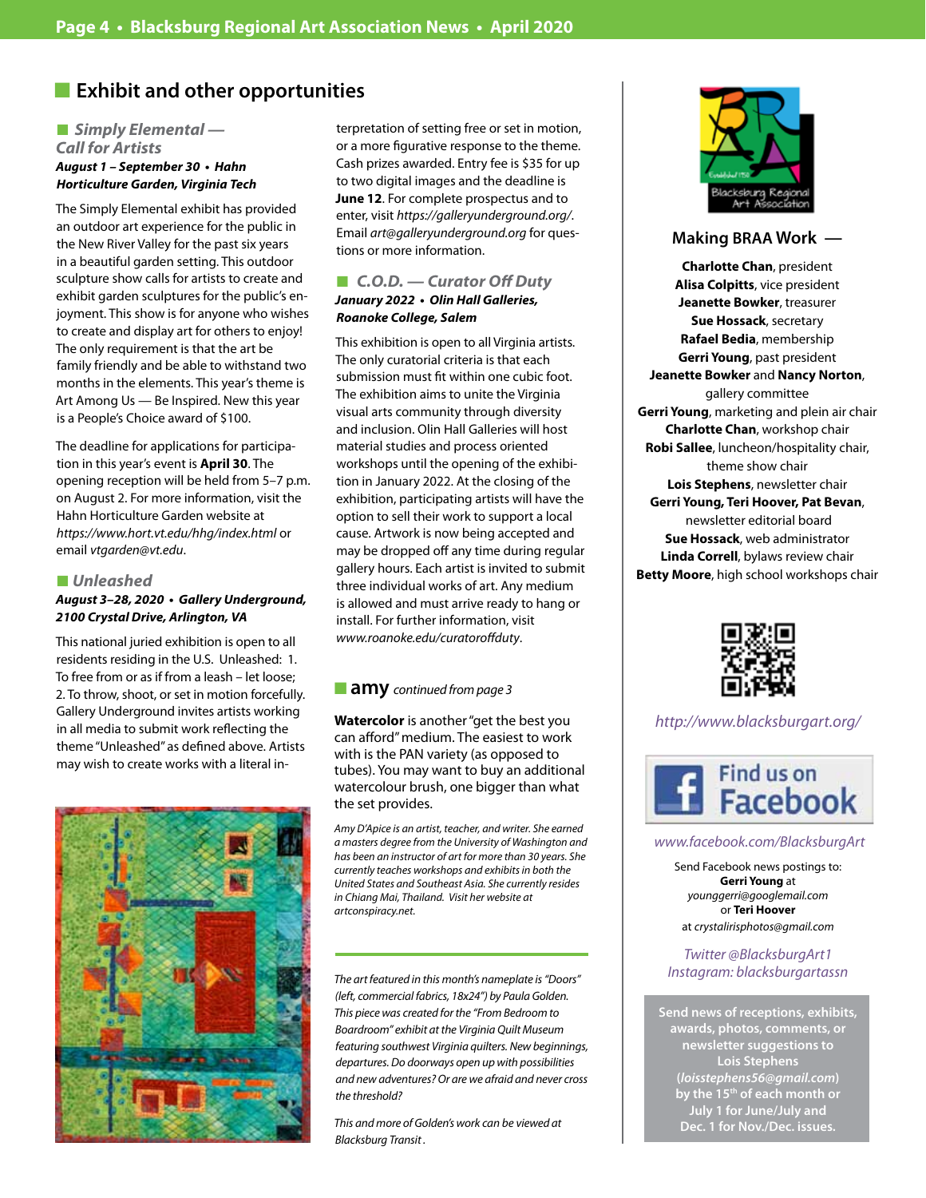## Exhibit and other opportunities

### Simply Elemental — Call for Artists

***August 1 – September 30 • Hahn Horticulture Garden, Virginia Tech***

The Simply Elemental exhibit has provided an outdoor art experience for the public in the New River Valley for the past six years in a beautiful garden setting. This outdoor sculpture show calls for artists to create and exhibit garden sculptures for the public's enjoyment. This show is for anyone who wishes to create and display art for others to enjoy! The only requirement is that the art be family friendly and be able to withstand two months in the elements. This year's theme is Art Among Us — Be Inspired. New this year is a People's Choice award of $100.

The deadline for applications for participation in this year's event is **April 30**. The opening reception will be held from 5–7 p.m. on August 2. For more information, visit the Hahn Horticulture Garden website at *https://www.hort.vt.edu/hhg/index.html* or email *vtgarden@vt.edu*.

### Unleashed

***August 3–28, 2020 • Gallery Underground, 2100 Crystal Drive, Arlington, VA***

This national juried exhibition is open to all residents residing in the U.S. Unleashed: 1. To free from or as if from a leash – let loose; 2. To throw, shoot, or set in motion forcefully. Gallery Underground invites artists working in all media to submit work reflecting the theme "Unleashed" as defined above. Artists may wish to create works with a literal interpretation of setting free or set in motion, or a more figurative response to the theme. Cash prizes awarded. Entry fee is $35 for up to two digital images and the deadline is **June 12**. For complete prospectus and to enter, visit *https://galleryunderground.org/*. Email *art@galleryunderground.org* for questions or more information.

### C.O.D. — Curator Off Duty

***January 2022 • Olin Hall Galleries, Roanoke College, Salem***

This exhibition is open to all Virginia artists. The only curatorial criteria is that each submission must fit within one cubic foot. The exhibition aims to unite the Virginia visual arts community through diversity and inclusion. Olin Hall Galleries will host material studies and process oriented workshops until the opening of the exhibition in January 2022. At the closing of the exhibition, participating artists will have the option to sell their work to support a local cause. Artwork is now being accepted and may be dropped off any time during regular gallery hours. Each artist is invited to submit three individual works of art. Any medium is allowed and must arrive ready to hang or install. For further information, visit *www.roanoke.edu/curatoroffduty*.

### amy *continued from page 3*

**Watercolor** is another "get the best you can afford" medium. The easiest to work with is the PAN variety (as opposed to tubes). You may want to buy an additional watercolour brush, one bigger than what the set provides.

*Amy D'Apice is an artist, teacher, and writer. She earned a masters degree from the University of Washington and has been an instructor of art for more than 30 years. She currently teaches workshops and exhibits in both the United States and Southeast Asia. She currently resides in Chiang Mai, Thailand. Visit her website at artconspiracy.net.*

---

*The art featured in this month's nameplate is "Doors" (left, commercial fabrics, 18x24") by Paula Golden. This piece was created for the "From Bedroom to Boardroom" exhibit at the Virginia Quilt Museum featuring southwest Virginia quilters. New beginnings, departures. Do doorways open up with possibilities and new adventures? Or are we afraid and never cross the threshold?*

*This and more of Golden's work can be viewed at Blacksburg Transit.*

---

### Making BRAA Work —

**Charlotte Chan**, president
**Alisa Colpitts**, vice president
**Jeanette Bowker**, treasurer
**Sue Hossack**, secretary
**Rafael Bedia**, membership
**Gerri Young**, past president
**Jeanette Bowker** and **Nancy Norton**, gallery committee
**Gerri Young**, marketing and plein air chair
**Charlotte Chan**, workshop chair
**Robi Sallee**, luncheon/hospitality chair, theme show chair
**Lois Stephens**, newsletter chair
**Gerri Young, Teri Hoover, Pat Bevan**, newsletter editorial board
**Sue Hossack**, web administrator
**Linda Correll**, bylaws review chair
**Betty Moore**, high school workshops chair

*http://www.blacksburgart.org/*

Find us on Facebook

*www.facebook.com/BlacksburgArt*

Send Facebook news postings to: **Gerri Young** at *younggerri@googlemail.com* or **Teri Hoover** at *crystalirisphotos@gmail.com*

*Twitter @BlacksburgArt1*
*Instagram: blacksburgartassn*

**Send news of receptions, exhibits, awards, photos, comments, or newsletter suggestions to Lois Stephens (*loisstephens56@gmail.com*) by the 15th of each month or July 1 for June/July and Dec. 1 for Nov./Dec. issues.**